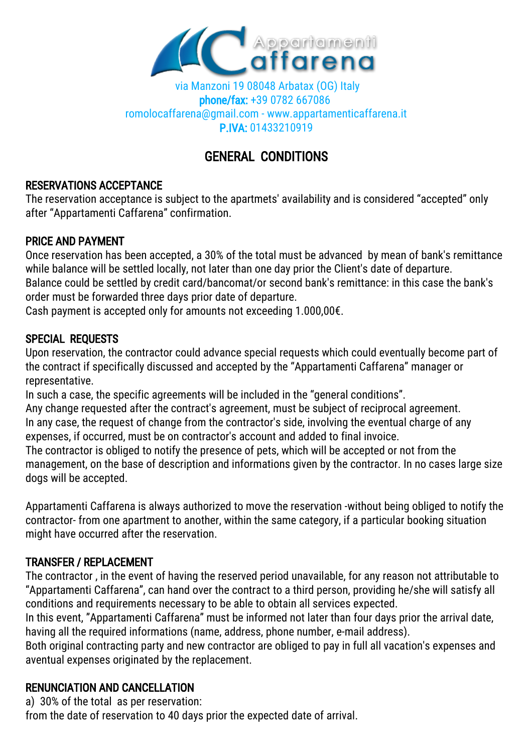Appartamenti Caffarena

via Manzoni 19 08048 Arbatax (OG) Italy
**phone/fax:** +39 0782 667086
romolocaffarena@gmail.com - www.appartamenticaffarena.it
**P.IVA:** 01433210919

# GENERAL CONDITIONS

## RESERVATIONS ACCEPTANCE

The reservation acceptance is subject to the apartmets' availability and is considered "accepted" only after "Appartamenti Caffarena" confirmation.

## PRICE AND PAYMENT

Once reservation has been accepted, a 30% of the total must be advanced by mean of bank's remittance while balance will be settled locally, not later than one day prior the Client's date of departure.
Balance could be settled by credit card/bancomat/or second bank's remittance: in this case the bank's order must be forwarded three days prior date of departure.
Cash payment is accepted only for amounts not exceeding 1.000,00€.

## SPECIAL REQUESTS

Upon reservation, the contractor could advance special requests which could eventually become part of the contract if specifically discussed and accepted by the "Appartamenti Caffarena" manager or representative.
In such a case, the specific agreements will be included in the "general conditions".
Any change requested after the contract's agreement, must be subject of reciprocal agreement.
In any case, the request of change from the contractor's side, involving the eventual charge of any expenses, if occurred, must be on contractor's account and added to final invoice.
The contractor is obliged to notify the presence of pets, which will be accepted or not from the management, on the base of description and informations given by the contractor. In no cases large size dogs will be accepted.

Appartamenti Caffarena is always authorized to move the reservation -without being obliged to notify the contractor- from one apartment to another, within the same category, if a particular booking situation might have occurred after the reservation.

## TRANSFER / REPLACEMENT

The contractor , in the event of having the reserved period unavailable, for any reason not attributable to "Appartamenti Caffarena", can hand over the contract to a third person, providing he/she will satisfy all conditions and requirements necessary to be able to obtain all services expected.
In this event, "Appartamenti Caffarena" must be informed not later than four days prior the arrival date, having all the required informations (name, address, phone number, e-mail address).
Both original contracting party and new contractor are obliged to pay in full all vacation's expenses and aventual expenses originated by the replacement.

## RENUNCIATION AND CANCELLATION

a) 30% of the total as per reservation:
from the date of reservation to 40 days prior the expected date of arrival.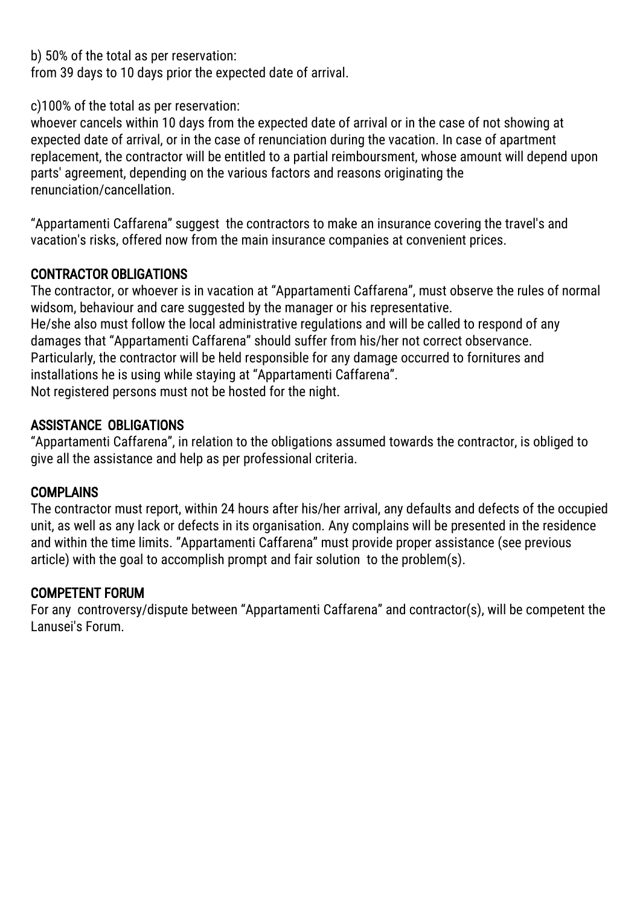b) 50% of the total as per reservation:
from 39 days to 10 days prior the expected date of arrival.

c)100% of the total as per reservation:
whoever cancels within 10 days from the expected date of arrival or in the case of not showing at expected date of arrival, or in the case of renunciation during the vacation. In case of apartment replacement, the contractor will be entitled to a partial reimboursment, whose amount will depend upon parts' agreement, depending on the various factors and reasons originating the renunciation/cancellation.

"Appartamenti Caffarena" suggest the contractors to make an insurance covering the travel's and vacation's risks, offered now from the main insurance companies at convenient prices.

## CONTRACTOR OBLIGATIONS

The contractor, or whoever is in vacation at "Appartamenti Caffarena", must observe the rules of normal widsom, behaviour and care suggested by the manager or his representative.
He/she also must follow the local administrative regulations and will be called to respond of any damages that "Appartamenti Caffarena" should suffer from his/her not correct observance.
Particularly, the contractor will be held responsible for any damage occurred to fornitures and installations he is using while staying at "Appartamenti Caffarena".
Not registered persons must not be hosted for the night.

## ASSISTANCE OBLIGATIONS

"Appartamenti Caffarena", in relation to the obligations assumed towards the contractor, is obliged to give all the assistance and help as per professional criteria.

## COMPLAINS

The contractor must report, within 24 hours after his/her arrival, any defaults and defects of the occupied unit, as well as any lack or defects in its organisation. Any complains will be presented in the residence and within the time limits. "Appartamenti Caffarena" must provide proper assistance (see previous article) with the goal to accomplish prompt and fair solution to the problem(s).

## COMPETENT FORUM

For any controversy/dispute between "Appartamenti Caffarena" and contractor(s), will be competent the Lanusei's Forum.